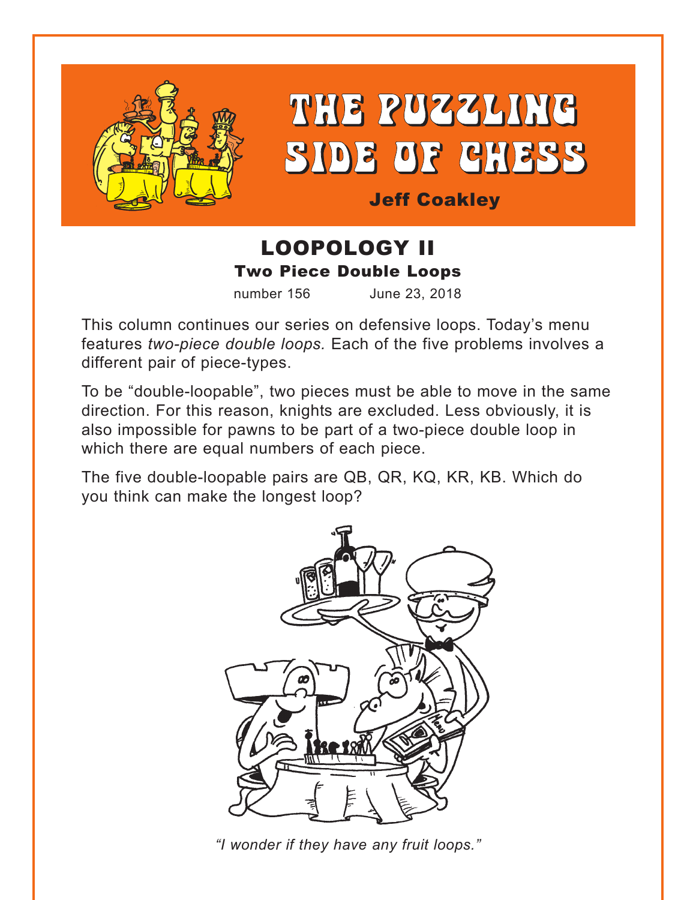# THE PUZZLING SIDE OF CHESS

**Jeff Coakley**

## LOOPOLOGY II

### Two Piece Double Loops

number 156 June 23, 2018

This column continues our series on defensive loops. Today's menu features *two-piece double loops.* Each of the five problems involves a different pair of piece-types.

To be "double-loopable", two pieces must be able to move in the same direction. For this reason, knights are excluded. Less obviously, it is also impossible for pawns to be part of a two-piece double loop in which there are equal numbers of each piece.

The five double-loopable pairs are QB, QR, KQ, KR, KB. Which do you think can make the longest loop?

*"I wonder if they have any fruit loops."*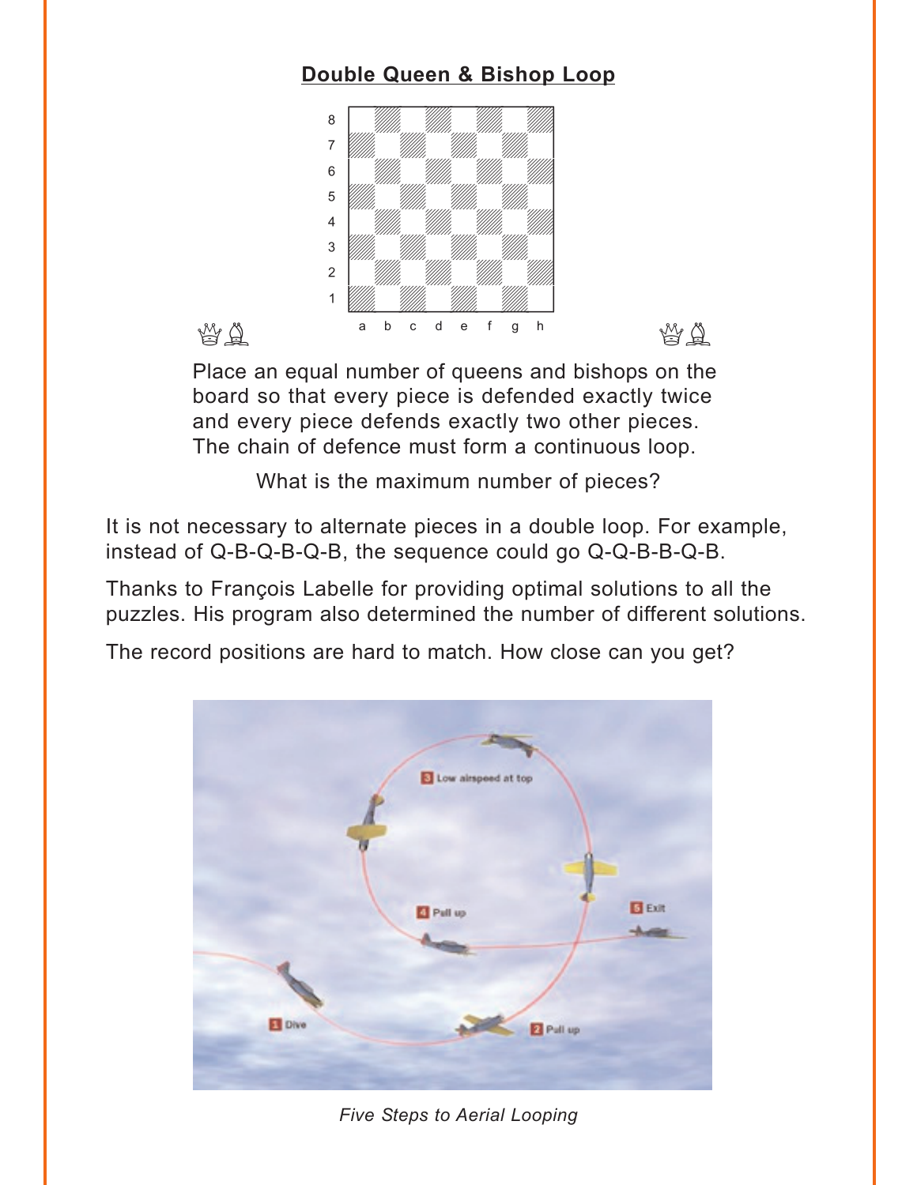## Double Queen & Bishop Loop

Place an equal number of queens and bishops on the board so that every piece is defended exactly twice and every piece defends exactly two other pieces. The chain of defence must form a continuous loop.

What is the maximum number of pieces?

It is not necessary to alternate pieces in a double loop. For example, instead of Q-B-Q-B-Q-B, the sequence could go Q-Q-B-B-Q-B.

Thanks to François Labelle for providing optimal solutions to all the puzzles. His program also determined the number of different solutions.

The record positions are hard to match. How close can you get?

*Five Steps to Aerial Looping*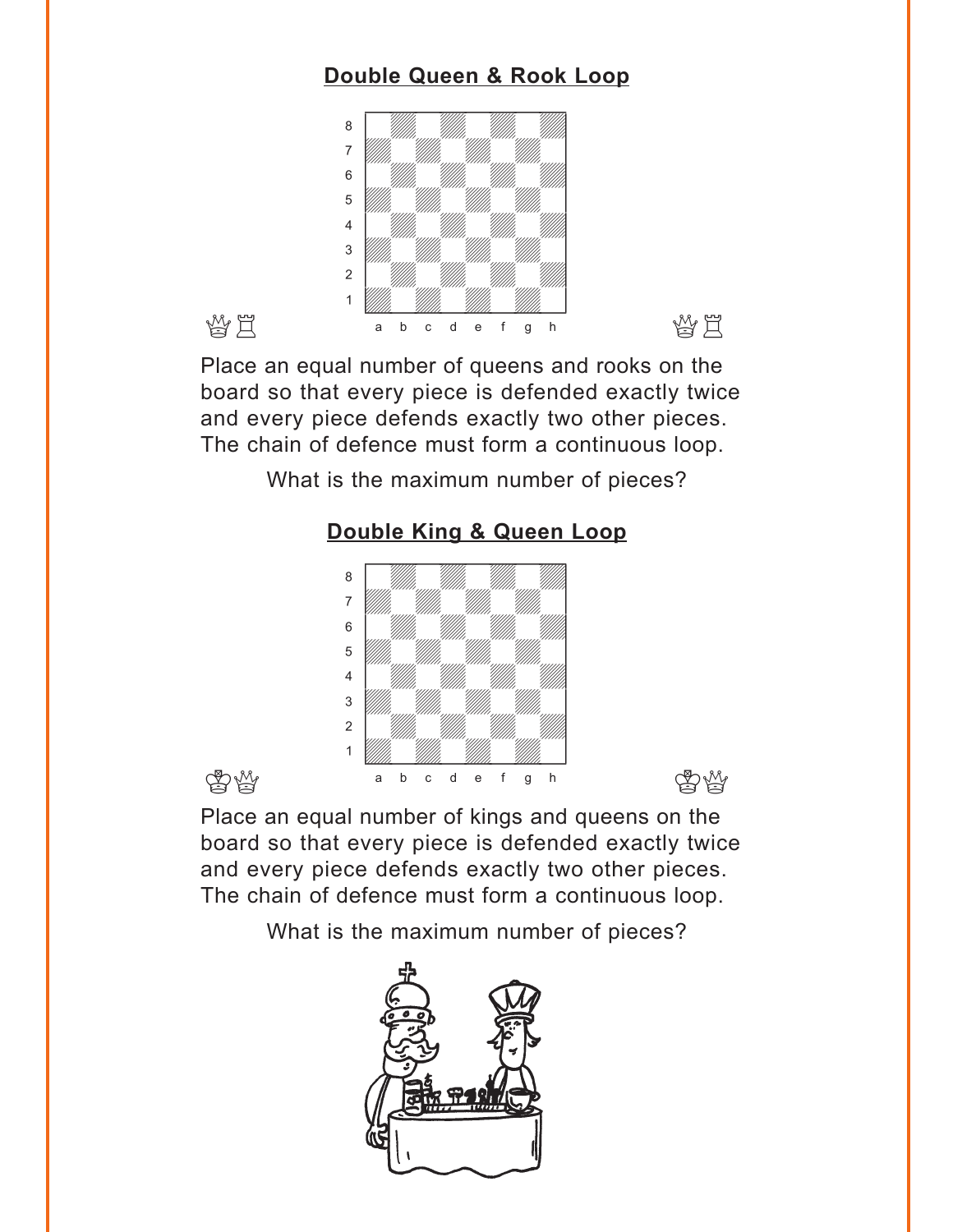## Double Queen & Rook Loop

Place an equal number of queens and rooks on the board so that every piece is defended exactly twice and every piece defends exactly two other pieces. The chain of defence must form a continuous loop.

What is the maximum number of pieces?

## Double King & Queen Loop

Place an equal number of kings and queens on the board so that every piece is defended exactly twice and every piece defends exactly two other pieces. The chain of defence must form a continuous loop.

What is the maximum number of pieces?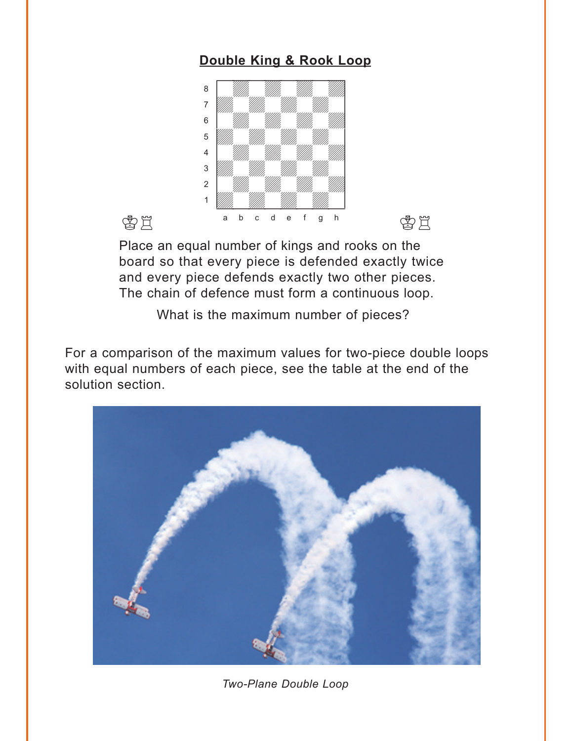## Double King & Rook Loop

♔♖ ♔♖

Place an equal number of kings and rooks on the board so that every piece is defended exactly twice and every piece defends exactly two other pieces. The chain of defence must form a continuous loop.

What is the maximum number of pieces?

For a comparison of the maximum values for two-piece double loops with equal numbers of each piece, see the table at the end of the solution section.

*Two-Plane Double Loop*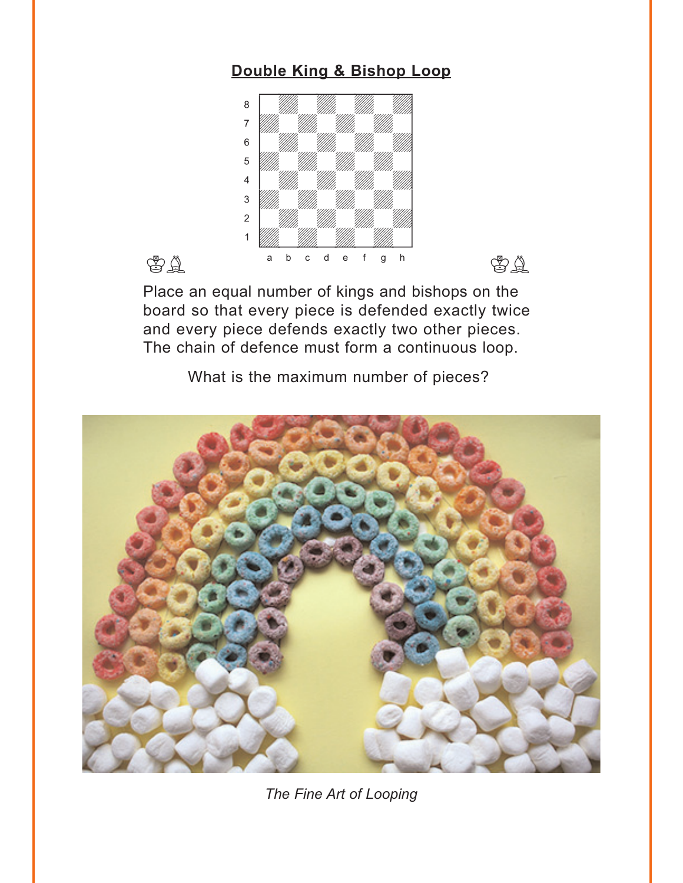## Double King & Bishop Loop

Place an equal number of kings and bishops on the board so that every piece is defended exactly twice and every piece defends exactly two other pieces. The chain of defence must form a continuous loop.

What is the maximum number of pieces?

*The Fine Art of Looping*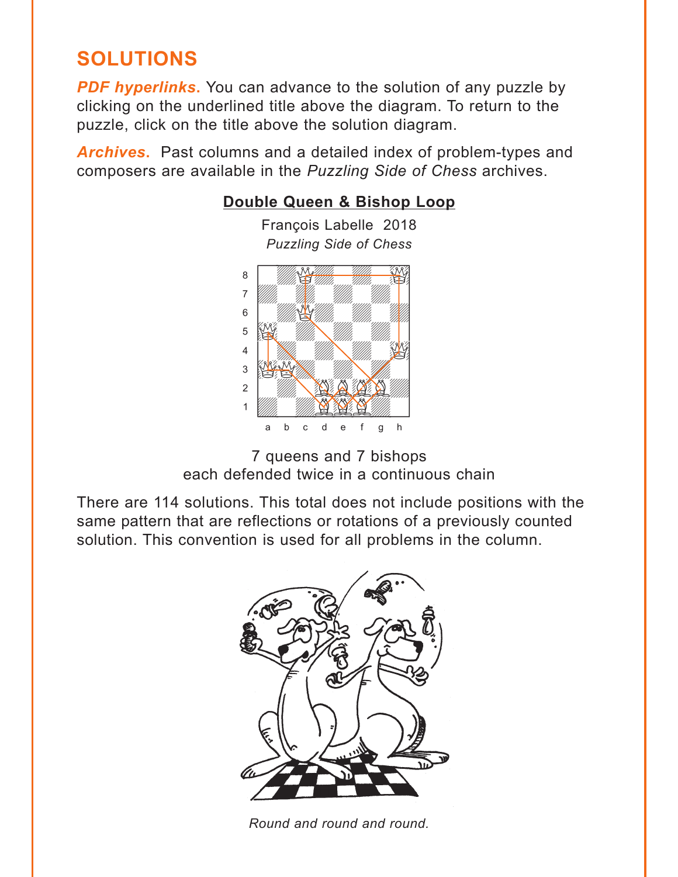## SOLUTIONS

***PDF hyperlinks.*** You can advance to the solution of any puzzle by clicking on the underlined title above the diagram. To return to the puzzle, click on the title above the solution diagram.

***Archives.*** Past columns and a detailed index of problem-types and composers are available in the *Puzzling Side of Chess* archives.

### Double Queen & Bishop Loop

François Labelle 2018
*Puzzling Side of Chess*

7 queens and 7 bishops
each defended twice in a continuous chain

There are 114 solutions. This total does not include positions with the same pattern that are reflections or rotations of a previously counted solution. This convention is used for all problems in the column.

*Round and round and round.*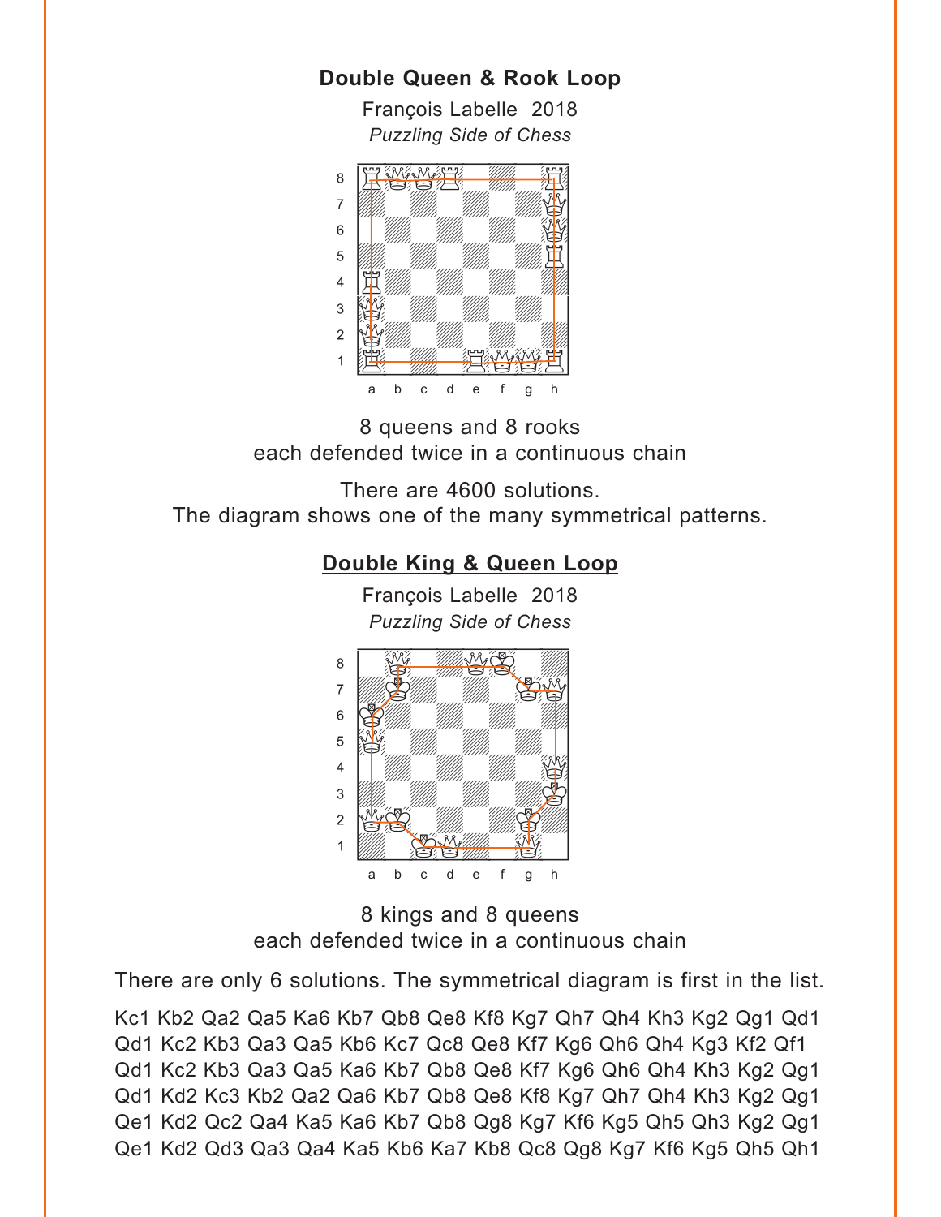## Double Queen & Rook Loop

François Labelle 2018

*Puzzling Side of Chess*

8 queens and 8 rooks
each defended twice in a continuous chain

There are 4600 solutions.
The diagram shows one of the many symmetrical patterns.

## Double King & Queen Loop

François Labelle 2018

*Puzzling Side of Chess*

8 kings and 8 queens
each defended twice in a continuous chain

There are only 6 solutions. The symmetrical diagram is first in the list.

Kc1 Kb2 Qa2 Qa5 Ka6 Kb7 Qb8 Qe8 Kf8 Kg7 Qh7 Qh4 Kh3 Kg2 Qg1 Qd1
Qd1 Kc2 Kb3 Qa3 Qa5 Kb6 Kc7 Qc8 Qe8 Kf7 Kg6 Qh6 Qh4 Kg3 Kf2 Qf1
Qd1 Kc2 Kb3 Qa3 Qa5 Ka6 Kb7 Qb8 Qe8 Kf7 Kg6 Qh6 Qh4 Kh3 Kg2 Qg1
Qd1 Kd2 Kc3 Kb2 Qa2 Qa6 Kb7 Qb8 Qe8 Kf8 Kg7 Qh7 Qh4 Kh3 Kg2 Qg1
Qe1 Kd2 Qc2 Qa4 Ka5 Ka6 Kb7 Qb8 Qg8 Kg7 Kf6 Kg5 Qh5 Qh3 Kg2 Qg1
Qe1 Kd2 Qd3 Qa3 Qa4 Ka5 Kb6 Ka7 Kb8 Qc8 Qg8 Kg7 Kf6 Kg5 Qh5 Qh1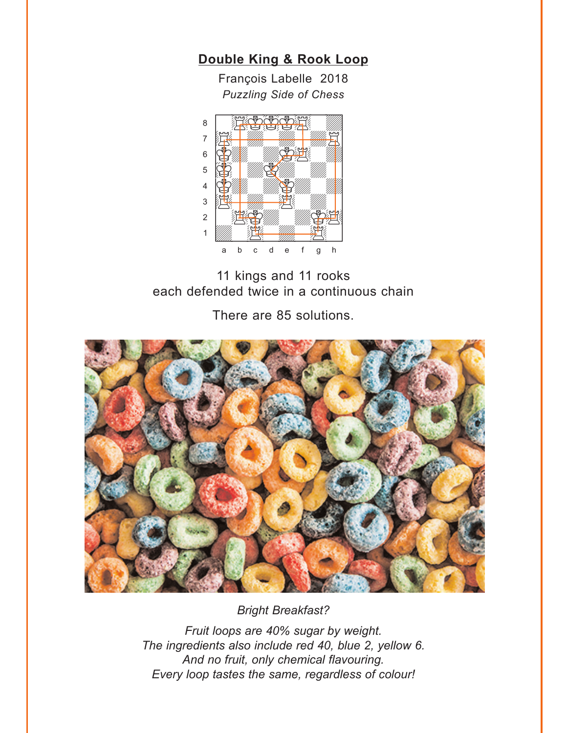## Double King & Rook Loop

François Labelle 2018

*Puzzling Side of Chess*

11 kings and 11 rooks
each defended twice in a continuous chain

There are 85 solutions.

*Bright Breakfast?*

*Fruit loops are 40% sugar by weight.*
*The ingredients also include red 40, blue 2, yellow 6.*
*And no fruit, only chemical flavouring.*
*Every loop tastes the same, regardless of colour!*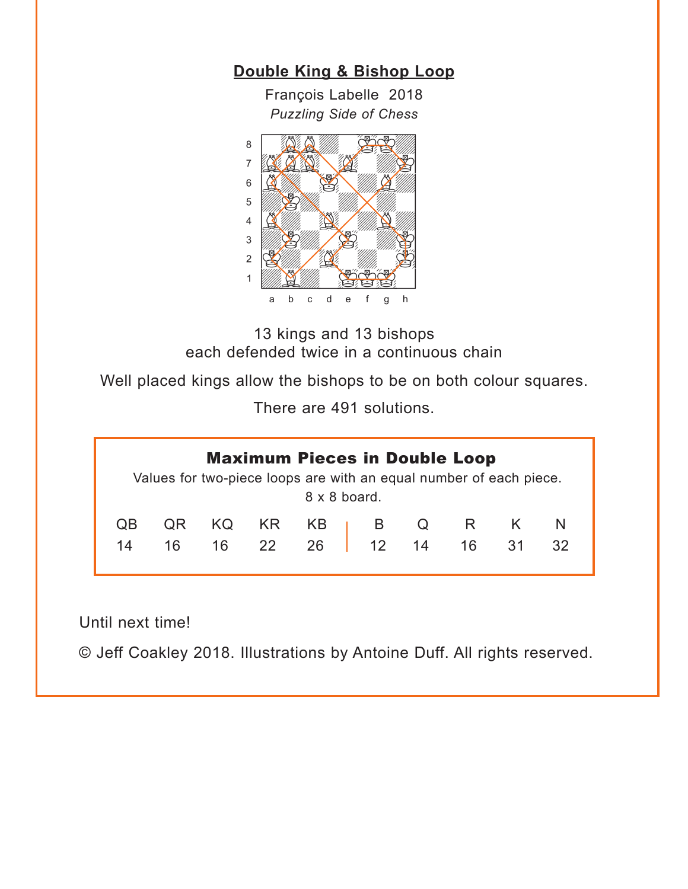## Double King & Bishop Loop

François Labelle 2018

*Puzzling Side of Chess*

13 kings and 13 bishops
each defended twice in a continuous chain

Well placed kings allow the bishops to be on both colour squares.

There are 491 solutions.

### Maximum Pieces in Double Loop

Values for two-piece loops are with an equal number of each piece.
8 x 8 board.

| QB | QR | KQ | KR | KB | B | Q | R | K | N |
|---|---|---|---|---|---|---|---|---|---|
| 14 | 16 | 16 | 22 | 26 | 12 | 14 | 16 | 31 | 32 |

Until next time!

© Jeff Coakley 2018. Illustrations by Antoine Duff. All rights reserved.